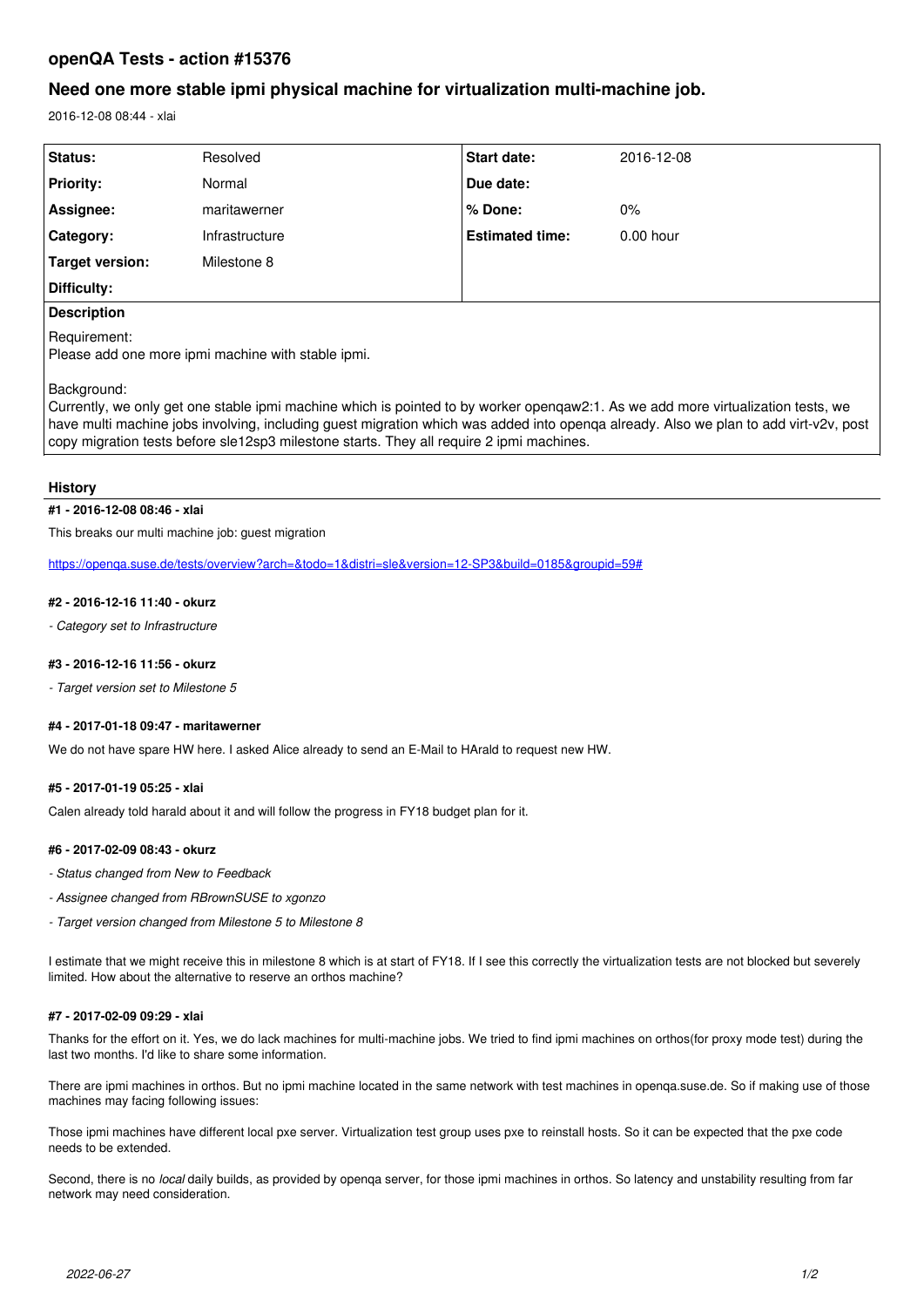# openQA Tests - action #15376

## Need one more stable ipmi physical machine for virtualization multi-machine job.

2016-12-08 08:44 - xlai

| Status: | Resolved | Start date: | 2016-12-08 |
|---|---|---|---|
| Priority: | Normal | Due date: | |
| Assignee: | maritawerner | % Done: | 0% |
| Category: | Infrastructure | Estimated time: | 0.00 hour |
| Target version: | Milestone 8 | | |
| Difficulty: | | | |

**Description**

Requirement:
Please add one more ipmi machine with stable ipmi.

Background:
Currently, we only get one stable ipmi machine which is pointed to by worker openqaw2:1. As we add more virtualization tests, we have multi machine jobs involving, including guest migration which was added into openqa already. Also we plan to add virt-v2v, post copy migration tests before sle12sp3 milestone starts. They all require 2 ipmi machines.

### History

#### #1 - 2016-12-08 08:46 - xlai

This breaks our multi machine job: guest migration

https://openqa.suse.de/tests/overview?arch=&todo=1&distri=sle&version=12-SP3&build=0185&groupid=59#

#### #2 - 2016-12-16 11:40 - okurz

*- Category set to Infrastructure*

#### #3 - 2016-12-16 11:56 - okurz

*- Target version set to Milestone 5*

#### #4 - 2017-01-18 09:47 - maritawerner

We do not have spare HW here. I asked Alice already to send an E-Mail to HArald to request new HW.

#### #5 - 2017-01-19 05:25 - xlai

Calen already told harald about it and will follow the progress in FY18 budget plan for it.

#### #6 - 2017-02-09 08:43 - okurz

*- Status changed from New to Feedback*

*- Assignee changed from RBrownSUSE to xgonzo*

*- Target version changed from Milestone 5 to Milestone 8*

I estimate that we might receive this in milestone 8 which is at start of FY18. If I see this correctly the virtualization tests are not blocked but severely limited. How about the alternative to reserve an orthos machine?

#### #7 - 2017-02-09 09:29 - xlai

Thanks for the effort on it. Yes, we do lack machines for multi-machine jobs. We tried to find ipmi machines on orthos(for proxy mode test) during the last two months. I'd like to share some information.

There are ipmi machines in orthos. But no ipmi machine located in the same network with test machines in openqa.suse.de. So if making use of those machines may facing following issues:

Those ipmi machines have different local pxe server. Virtualization test group uses pxe to reinstall hosts. So it can be expected that the pxe code needs to be extended.

Second, there is no *local* daily builds, as provided by openqa server, for those ipmi machines in orthos. So latency and unstability resulting from far network may need consideration.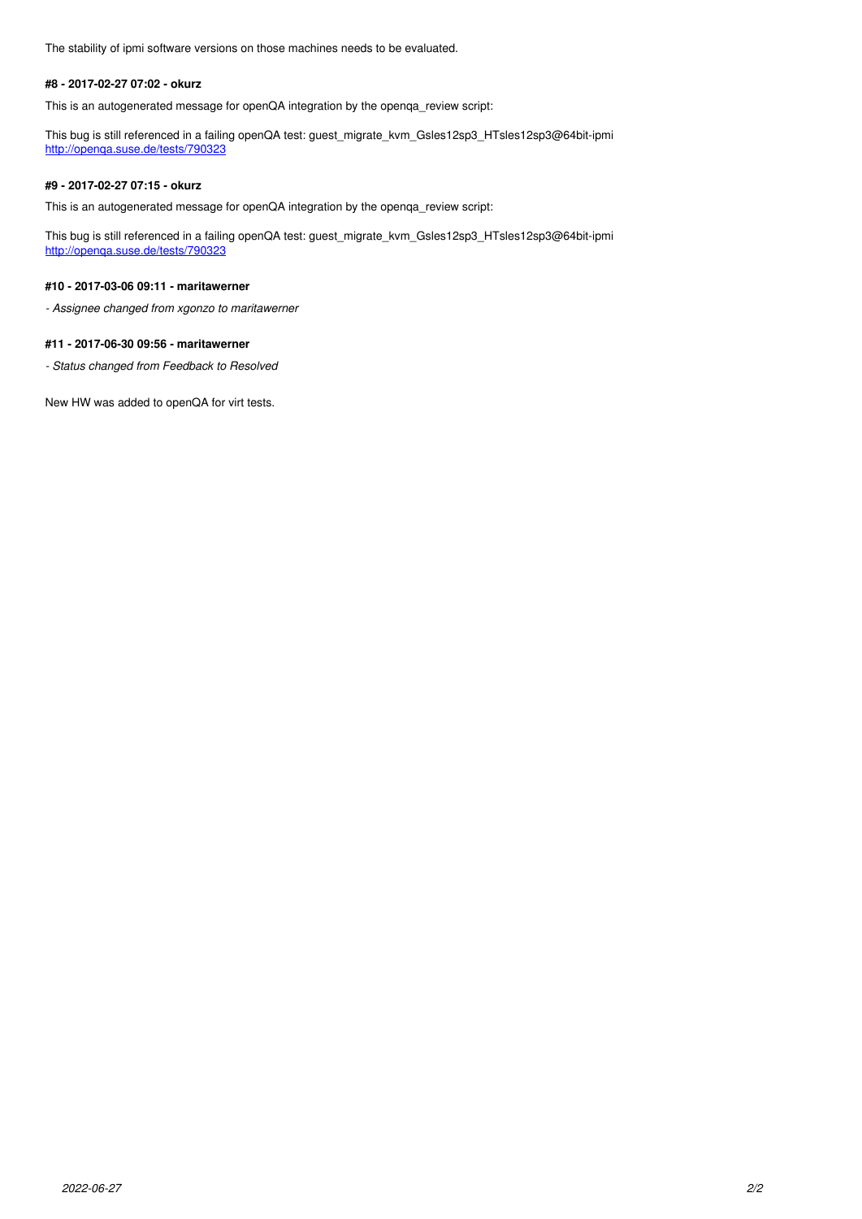The stability of ipmi software versions on those machines needs to be evaluated.

#### #8 - 2017-02-27 07:02 - okurz

This is an autogenerated message for openQA integration by the openqa_review script:

This bug is still referenced in a failing openQA test: guest_migrate_kvm_Gsles12sp3_HTsles12sp3@64bit-ipmi
http://openqa.suse.de/tests/790323

#### #9 - 2017-02-27 07:15 - okurz

This is an autogenerated message for openQA integration by the openqa_review script:

This bug is still referenced in a failing openQA test: guest_migrate_kvm_Gsles12sp3_HTsles12sp3@64bit-ipmi
http://openqa.suse.de/tests/790323

#### #10 - 2017-03-06 09:11 - maritawerner

*- Assignee changed from xgonzo to maritawerner*

#### #11 - 2017-06-30 09:56 - maritawerner

*- Status changed from Feedback to Resolved*

New HW was added to openQA for virt tests.